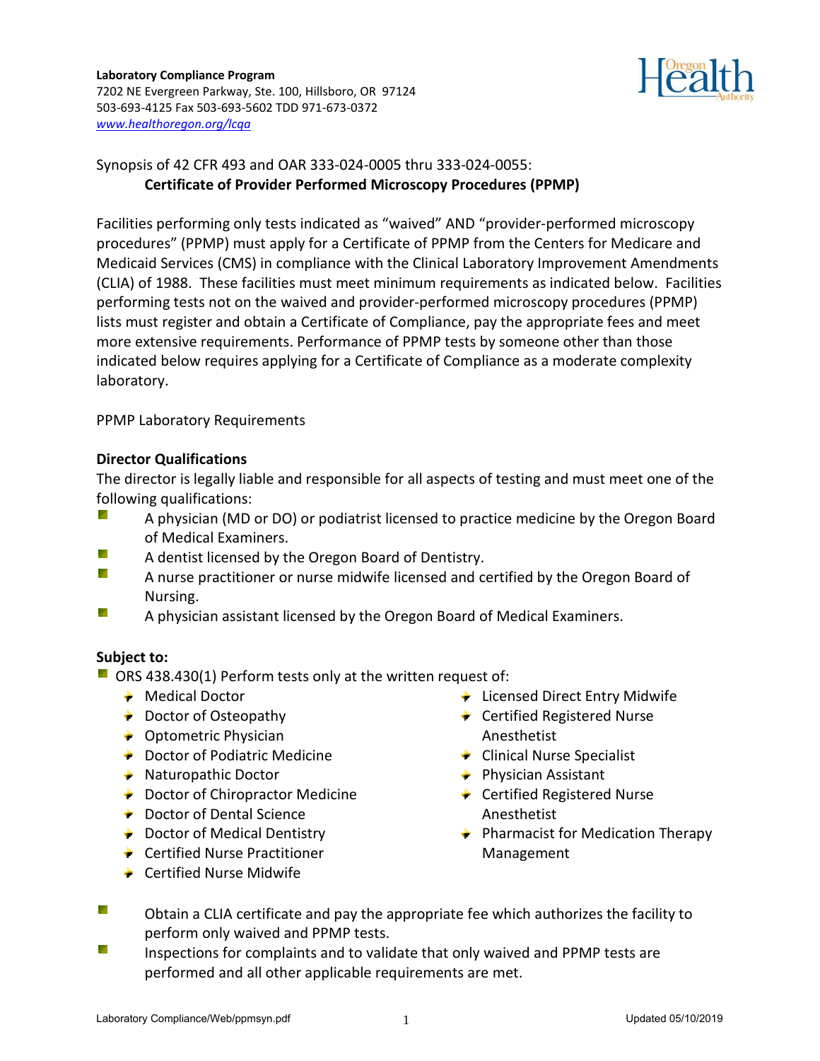**Laboratory Compliance Program**
7202 NE Evergreen Parkway, Ste. 100, Hillsboro, OR 97124
503-693-4125 Fax 503-693-5602 TDD 971-673-0372
*www.healthoregon.org/lcqa*

Synopsis of 42 CFR 493 and OAR 333-024-0005 thru 333-024-0055:

**Certificate of Provider Performed Microscopy Procedures (PPMP)**

Facilities performing only tests indicated as "waived" AND "provider-performed microscopy procedures" (PPMP) must apply for a Certificate of PPMP from the Centers for Medicare and Medicaid Services (CMS) in compliance with the Clinical Laboratory Improvement Amendments (CLIA) of 1988. These facilities must meet minimum requirements as indicated below. Facilities performing tests not on the waived and provider-performed microscopy procedures (PPMP) lists must register and obtain a Certificate of Compliance, pay the appropriate fees and meet more extensive requirements. Performance of PPMP tests by someone other than those indicated below requires applying for a Certificate of Compliance as a moderate complexity laboratory.

PPMP Laboratory Requirements

**Director Qualifications**

The director is legally liable and responsible for all aspects of testing and must meet one of the following qualifications:

- A physician (MD or DO) or podiatrist licensed to practice medicine by the Oregon Board of Medical Examiners.
- A dentist licensed by the Oregon Board of Dentistry.
- A nurse practitioner or nurse midwife licensed and certified by the Oregon Board of Nursing.
- A physician assistant licensed by the Oregon Board of Medical Examiners.

**Subject to:**

- ORS 438.430(1) Perform tests only at the written request of:
  - Medical Doctor
  - Doctor of Osteopathy
  - Optometric Physician
  - Doctor of Podiatric Medicine
  - Naturopathic Doctor
  - Doctor of Chiropractor Medicine
  - Doctor of Dental Science
  - Doctor of Medical Dentistry
  - Certified Nurse Practitioner
  - Certified Nurse Midwife
  - Licensed Direct Entry Midwife
  - Certified Registered Nurse Anesthetist
  - Clinical Nurse Specialist
  - Physician Assistant
  - Certified Registered Nurse Anesthetist
  - Pharmacist for Medication Therapy Management
- Obtain a CLIA certificate and pay the appropriate fee which authorizes the facility to perform only waived and PPMP tests.
- Inspections for complaints and to validate that only waived and PPMP tests are performed and all other applicable requirements are met.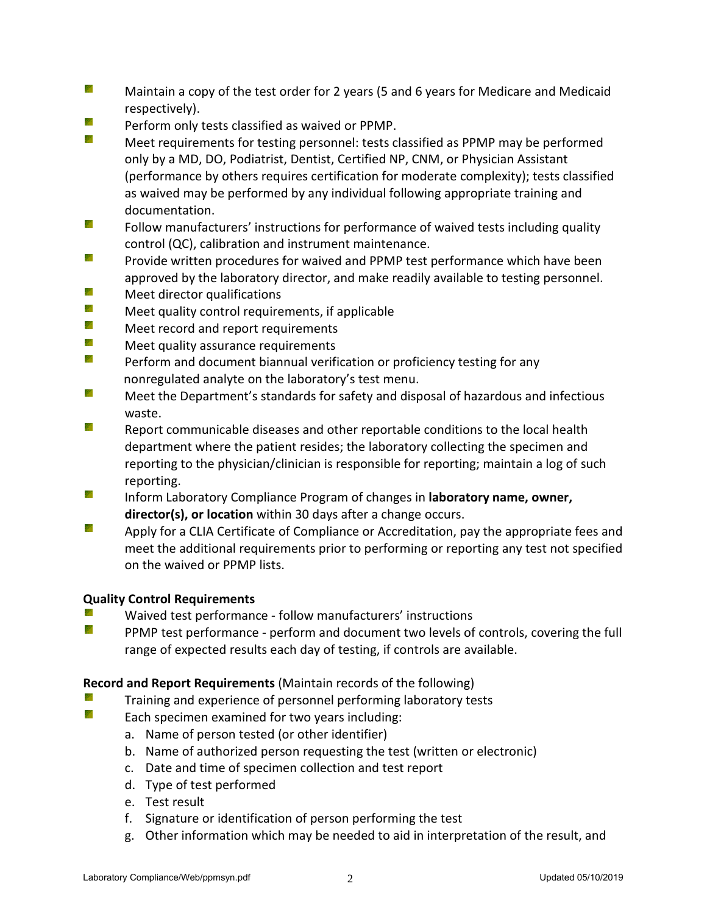- Maintain a copy of the test order for 2 years (5 and 6 years for Medicare and Medicaid respectively).
- Perform only tests classified as waived or PPMP.
- Meet requirements for testing personnel: tests classified as PPMP may be performed only by a MD, DO, Podiatrist, Dentist, Certified NP, CNM, or Physician Assistant (performance by others requires certification for moderate complexity); tests classified as waived may be performed by any individual following appropriate training and documentation.
- Follow manufacturers' instructions for performance of waived tests including quality control (QC), calibration and instrument maintenance.
- Provide written procedures for waived and PPMP test performance which have been approved by the laboratory director, and make readily available to testing personnel.
- Meet director qualifications
- Meet quality control requirements, if applicable
- Meet record and report requirements
- Meet quality assurance requirements
- Perform and document biannual verification or proficiency testing for any nonregulated analyte on the laboratory's test menu.
- Meet the Department's standards for safety and disposal of hazardous and infectious waste.
- Report communicable diseases and other reportable conditions to the local health department where the patient resides; the laboratory collecting the specimen and reporting to the physician/clinician is responsible for reporting; maintain a log of such reporting.
- Inform Laboratory Compliance Program of changes in **laboratory name, owner, director(s), or location** within 30 days after a change occurs.
- Apply for a CLIA Certificate of Compliance or Accreditation, pay the appropriate fees and meet the additional requirements prior to performing or reporting any test not specified on the waived or PPMP lists.

**Quality Control Requirements**

- Waived test performance - follow manufacturers' instructions
- PPMP test performance - perform and document two levels of controls, covering the full range of expected results each day of testing, if controls are available.

**Record and Report Requirements** (Maintain records of the following)

- Training and experience of personnel performing laboratory tests
- Each specimen examined for two years including:
  a. Name of person tested (or other identifier)
  b. Name of authorized person requesting the test (written or electronic)
  c. Date and time of specimen collection and test report
  d. Type of test performed
  e. Test result
  f. Signature or identification of person performing the test
  g. Other information which may be needed to aid in interpretation of the result, and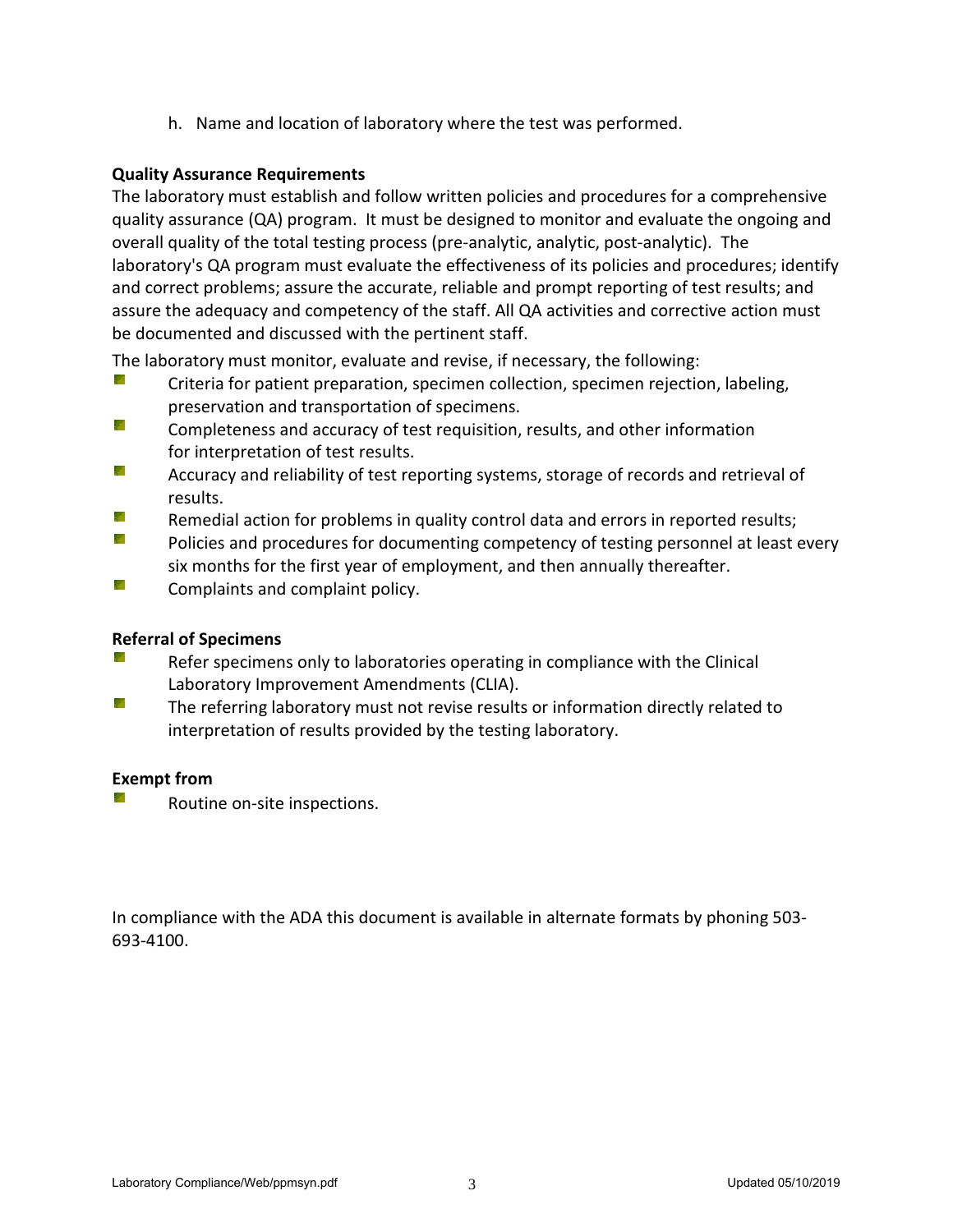h. Name and location of laboratory where the test was performed.

**Quality Assurance Requirements**

The laboratory must establish and follow written policies and procedures for a comprehensive quality assurance (QA) program. It must be designed to monitor and evaluate the ongoing and overall quality of the total testing process (pre-analytic, analytic, post-analytic). The laboratory's QA program must evaluate the effectiveness of its policies and procedures; identify and correct problems; assure the accurate, reliable and prompt reporting of test results; and assure the adequacy and competency of the staff. All QA activities and corrective action must be documented and discussed with the pertinent staff.

The laboratory must monitor, evaluate and revise, if necessary, the following:

- Criteria for patient preparation, specimen collection, specimen rejection, labeling, preservation and transportation of specimens.
- Completeness and accuracy of test requisition, results, and other information for interpretation of test results.
- Accuracy and reliability of test reporting systems, storage of records and retrieval of results.
- Remedial action for problems in quality control data and errors in reported results;
- Policies and procedures for documenting competency of testing personnel at least every six months for the first year of employment, and then annually thereafter.
- Complaints and complaint policy.

**Referral of Specimens**

- Refer specimens only to laboratories operating in compliance with the Clinical Laboratory Improvement Amendments (CLIA).
- The referring laboratory must not revise results or information directly related to interpretation of results provided by the testing laboratory.

**Exempt from**

- Routine on-site inspections.

In compliance with the ADA this document is available in alternate formats by phoning 503-693-4100.